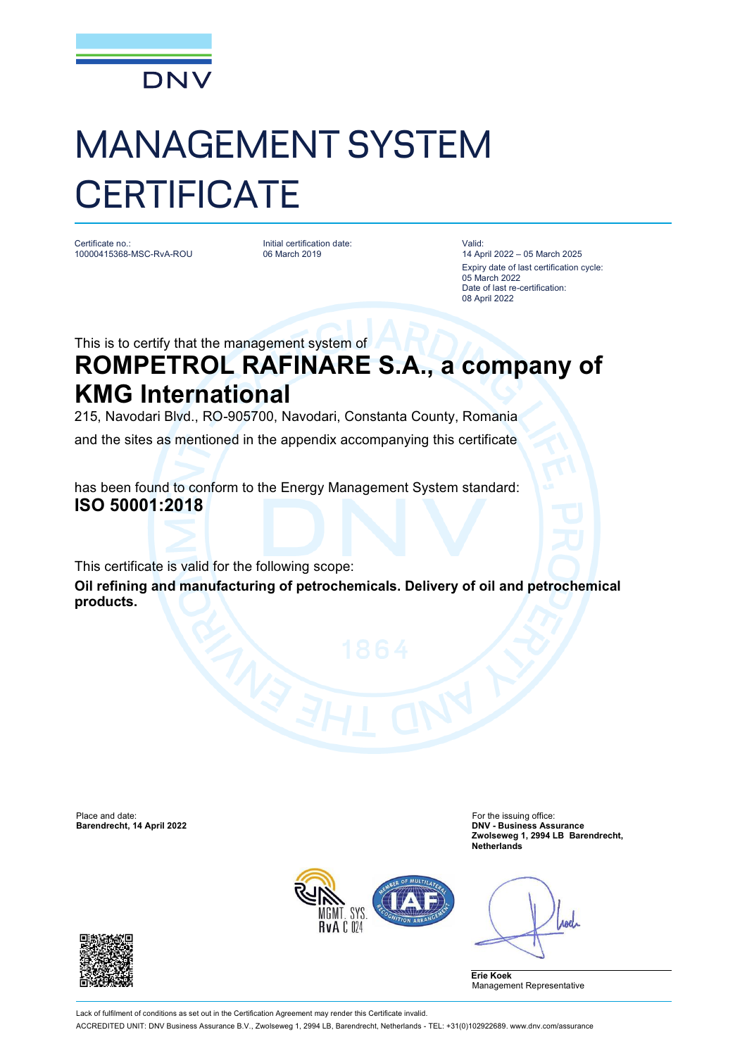DNV

# MANAGEMENT SYSTEM CERTIFICATE

Certificate no.:
10000415368-MSC-RvA-ROU

Initial certification date:
06 March 2019

Valid:
14 April 2022 – 05 March 2025

Expiry date of last certification cycle:
05 March 2022

Date of last re-certification:
08 April 2022

This is to certify that the management system of

## ROMPETROL RAFINARE S.A., a company of KMG International

215, Navodari Blvd., RO-905700, Navodari, Constanta County, Romania

and the sites as mentioned in the appendix accompanying this certificate

has been found to conform to the Energy Management System standard:

**ISO 50001:2018**

This certificate is valid for the following scope:

**Oil refining and manufacturing of petrochemicals. Delivery of oil and petrochemical products.**

Place and date:
**Barendrecht, 14 April 2022**

For the issuing office:
**DNV - Business Assurance**
**Zwolseweg 1, 2994 LB Barendrecht, Netherlands**

MGMT. SYS.
RvA C 024

**Erie Koek**
Management Representative

Lack of fulfilment of conditions as set out in the Certification Agreement may render this Certificate invalid.

ACCREDITED UNIT: DNV Business Assurance B.V., Zwolseweg 1, 2994 LB, Barendrecht, Netherlands - TEL: +31(0)102922689. www.dnv.com/assurance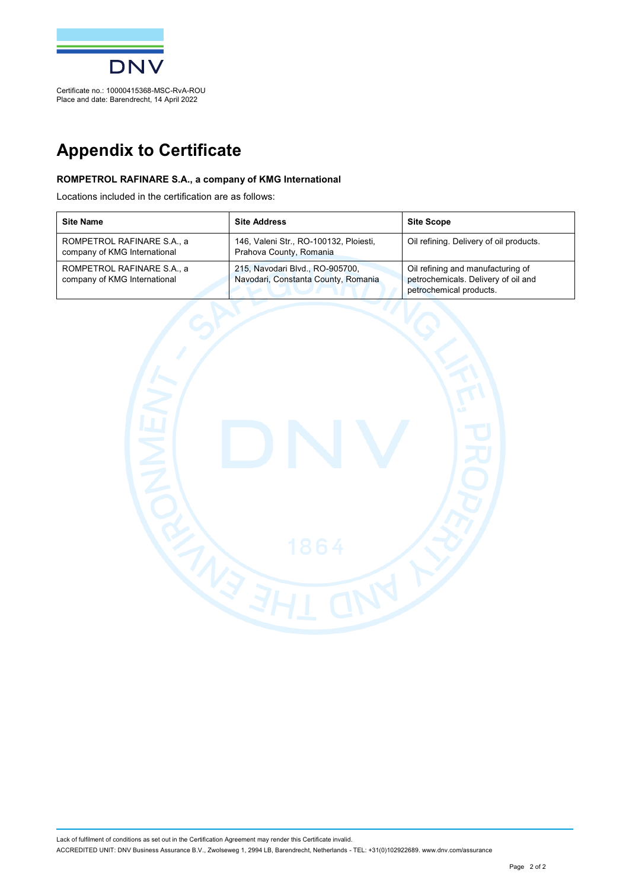Certificate no.: 10000415368-MSC-RvA-ROU
Place and date: Barendrecht, 14 April 2022

# Appendix to Certificate

### ROMPETROL RAFINARE S.A., a company of KMG International

Locations included in the certification are as follows:

| Site Name | Site Address | Site Scope |
|---|---|---|
| ROMPETROL RAFINARE S.A., a company of KMG International | 146, Valeni Str., RO-100132, Ploiesti, Prahova County, Romania | Oil refining. Delivery of oil products. |
| ROMPETROL RAFINARE S.A., a company of KMG International | 215, Navodari Blvd., RO-905700, Navodari, Constanta County, Romania | Oil refining and manufacturing of petrochemicals. Delivery of oil and petrochemical products. |

Lack of fulfilment of conditions as set out in the Certification Agreement may render this Certificate invalid.

ACCREDITED UNIT: DNV Business Assurance B.V., Zwolseweg 1, 2994 LB, Barendrecht, Netherlands - TEL: +31(0)102922689. www.dnv.com/assurance